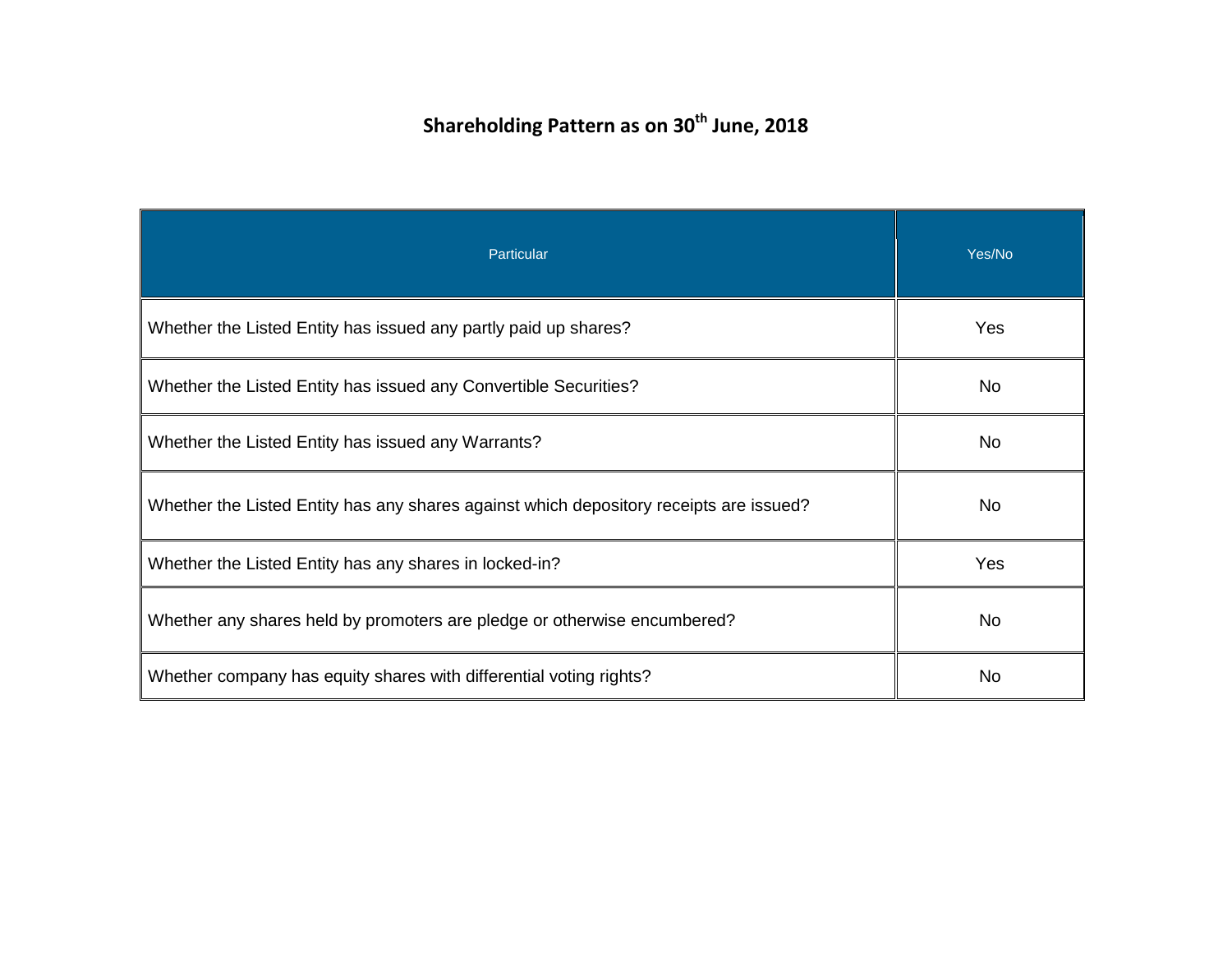# Shareholding Pattern as on 30th June, 2018

| Particular | Yes/No |
|---|---|
| Whether the Listed Entity has issued any partly paid up shares? | Yes |
| Whether the Listed Entity has issued any Convertible Securities? | No |
| Whether the Listed Entity has issued any Warrants? | No |
| Whether the Listed Entity has any shares against which depository receipts are issued? | No |
| Whether the Listed Entity has any shares in locked-in? | Yes |
| Whether any shares held by promoters are pledge or otherwise encumbered? | No |
| Whether company has equity shares with differential voting rights? | No |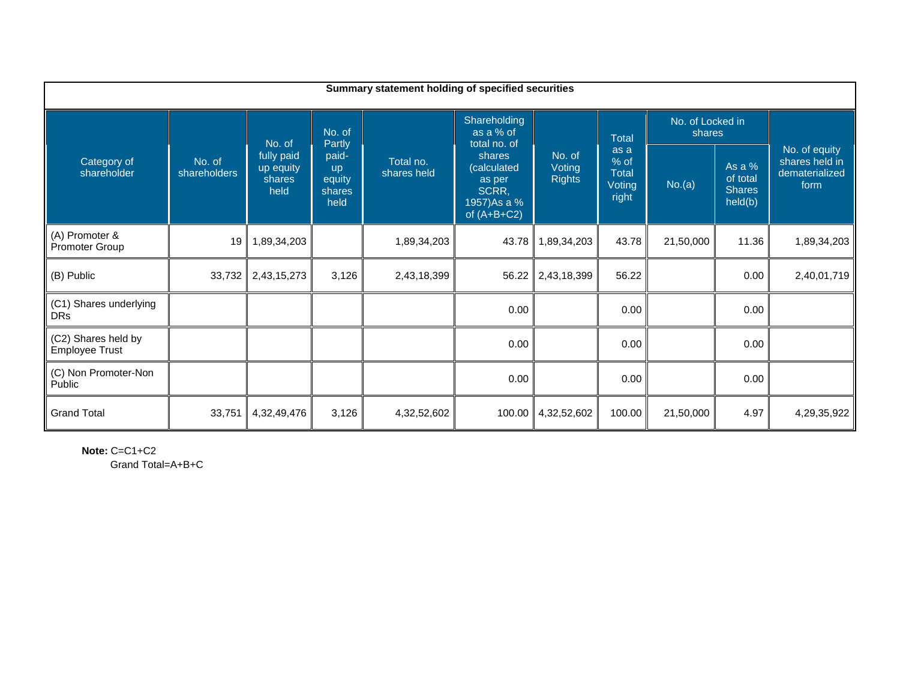**Summary statement holding of specified securities**

| Category of shareholder | No. of shareholders | No. of fully paid up equity shares held | No. of Partly paid-up equity shares held | Total no. shares held | Shareholding as a % of total no. of shares (calculated as per SCRR, 1957)As a % of (A+B+C2) | No. of Voting Rights | Total as a % of Total Voting right | No. of Locked in shares | | No. of equity shares held in dematerialized form |
|---|---|---|---|---|---|---|---|---|---|---|
| | | | | | | | | No.(a) | As a % of total Shares held(b) | |
| (A) Promoter & Promoter Group | 19 | 1,89,34,203 | | 1,89,34,203 | 43.78 | 1,89,34,203 | 43.78 | 21,50,000 | 11.36 | 1,89,34,203 |
| (B) Public | 33,732 | 2,43,15,273 | 3,126 | 2,43,18,399 | 56.22 | 2,43,18,399 | 56.22 | | 0.00 | 2,40,01,719 |
| (C1) Shares underlying DRs | | | | | 0.00 | | 0.00 | | 0.00 | |
| (C2) Shares held by Employee Trust | | | | | 0.00 | | 0.00 | | 0.00 | |
| (C) Non Promoter-Non Public | | | | | 0.00 | | 0.00 | | 0.00 | |
| Grand Total | 33,751 | 4,32,49,476 | 3,126 | 4,32,52,602 | 100.00 | 4,32,52,602 | 100.00 | 21,50,000 | 4.97 | 4,29,35,922 |

**Note:** C=C1+C2
Grand Total=A+B+C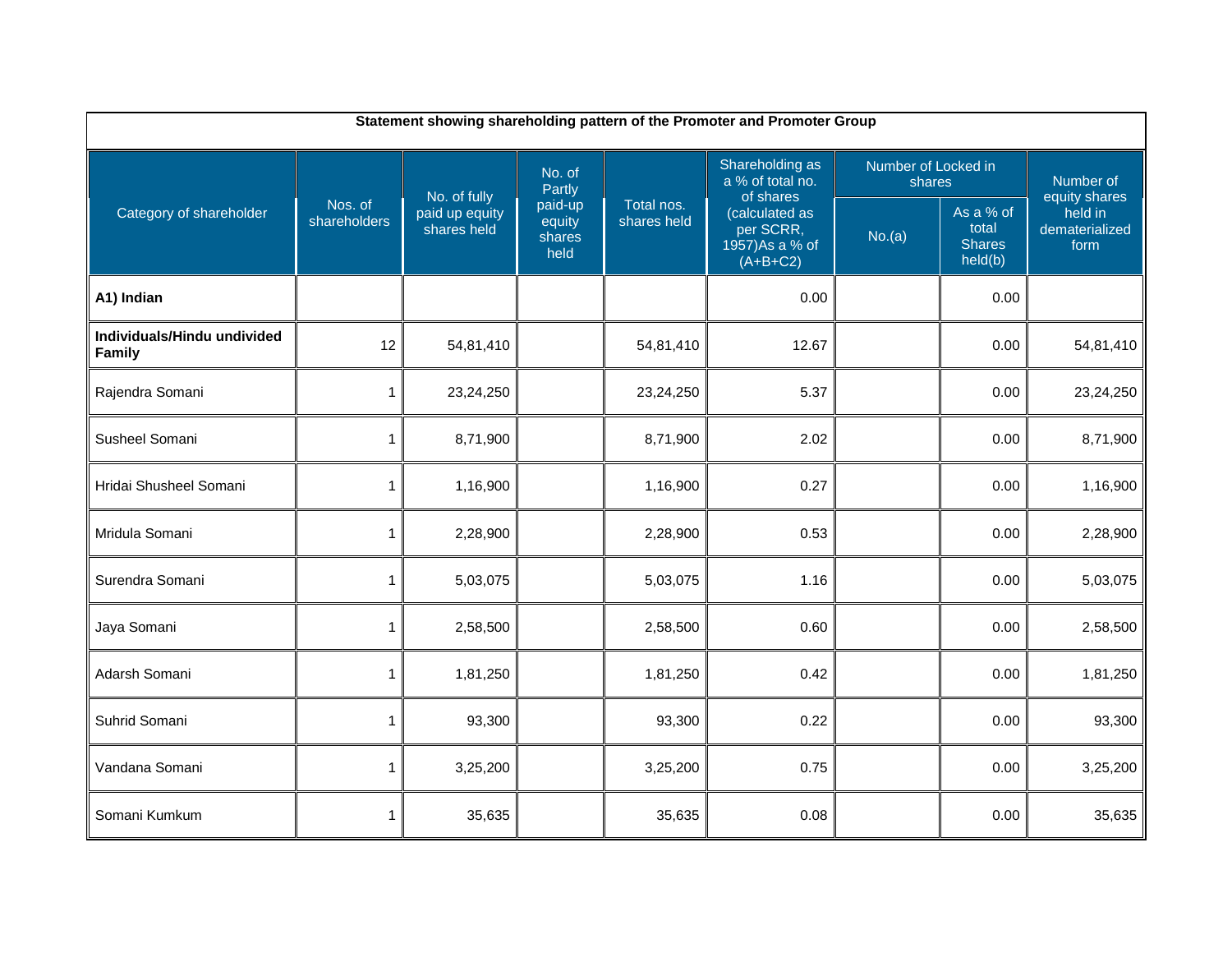**Statement showing shareholding pattern of the Promoter and Promoter Group**

| Category of shareholder | Nos. of shareholders | No. of fully paid up equity shares held | No. of Partly paid-up equity shares held | Total nos. shares held | Shareholding as a % of total no. of shares (calculated as per SCRR, 1957)As a % of (A+B+C2) | Number of Locked in shares | | Number of equity shares held in dematerialized form |
|---|---|---|---|---|---|---|---|---|
| | | | | | | No.(a) | As a % of total Shares held(b) | |
| **A1) Indian** | | | | | 0.00 | | 0.00 | |
| **Individuals/Hindu undivided Family** | 12 | 54,81,410 | | 54,81,410 | 12.67 | | 0.00 | 54,81,410 |
| Rajendra Somani | 1 | 23,24,250 | | 23,24,250 | 5.37 | | 0.00 | 23,24,250 |
| Susheel Somani | 1 | 8,71,900 | | 8,71,900 | 2.02 | | 0.00 | 8,71,900 |
| Hridai Shusheel Somani | 1 | 1,16,900 | | 1,16,900 | 0.27 | | 0.00 | 1,16,900 |
| Mridula Somani | 1 | 2,28,900 | | 2,28,900 | 0.53 | | 0.00 | 2,28,900 |
| Surendra Somani | 1 | 5,03,075 | | 5,03,075 | 1.16 | | 0.00 | 5,03,075 |
| Jaya Somani | 1 | 2,58,500 | | 2,58,500 | 0.60 | | 0.00 | 2,58,500 |
| Adarsh Somani | 1 | 1,81,250 | | 1,81,250 | 0.42 | | 0.00 | 1,81,250 |
| Suhrid Somani | 1 | 93,300 | | 93,300 | 0.22 | | 0.00 | 93,300 |
| Vandana Somani | 1 | 3,25,200 | | 3,25,200 | 0.75 | | 0.00 | 3,25,200 |
| Somani Kumkum | 1 | 35,635 | | 35,635 | 0.08 | | 0.00 | 35,635 |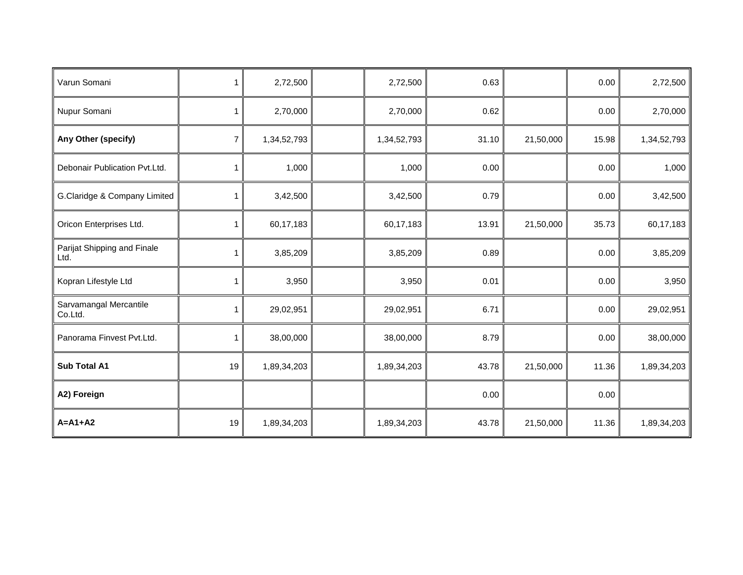| | | | | | | | | |
|---|---|---|---|---|---|---|---|---|
| Varun Somani | 1 | 2,72,500 | | 2,72,500 | 0.63 | | 0.00 | 2,72,500 |
| Nupur Somani | 1 | 2,70,000 | | 2,70,000 | 0.62 | | 0.00 | 2,70,000 |
| **Any Other (specify)** | 7 | 1,34,52,793 | | 1,34,52,793 | 31.10 | 21,50,000 | 15.98 | 1,34,52,793 |
| Debonair Publication Pvt.Ltd. | 1 | 1,000 | | 1,000 | 0.00 | | 0.00 | 1,000 |
| G.Claridge & Company Limited | 1 | 3,42,500 | | 3,42,500 | 0.79 | | 0.00 | 3,42,500 |
| Oricon Enterprises Ltd. | 1 | 60,17,183 | | 60,17,183 | 13.91 | 21,50,000 | 35.73 | 60,17,183 |
| Parijat Shipping and Finale Ltd. | 1 | 3,85,209 | | 3,85,209 | 0.89 | | 0.00 | 3,85,209 |
| Kopran Lifestyle Ltd | 1 | 3,950 | | 3,950 | 0.01 | | 0.00 | 3,950 |
| Sarvamangal Mercantile Co.Ltd. | 1 | 29,02,951 | | 29,02,951 | 6.71 | | 0.00 | 29,02,951 |
| Panorama Finvest Pvt.Ltd. | 1 | 38,00,000 | | 38,00,000 | 8.79 | | 0.00 | 38,00,000 |
| **Sub Total A1** | 19 | 1,89,34,203 | | 1,89,34,203 | 43.78 | 21,50,000 | 11.36 | 1,89,34,203 |
| **A2) Foreign** | | | | | 0.00 | | 0.00 | |
| **A=A1+A2** | 19 | 1,89,34,203 | | 1,89,34,203 | 43.78 | 21,50,000 | 11.36 | 1,89,34,203 |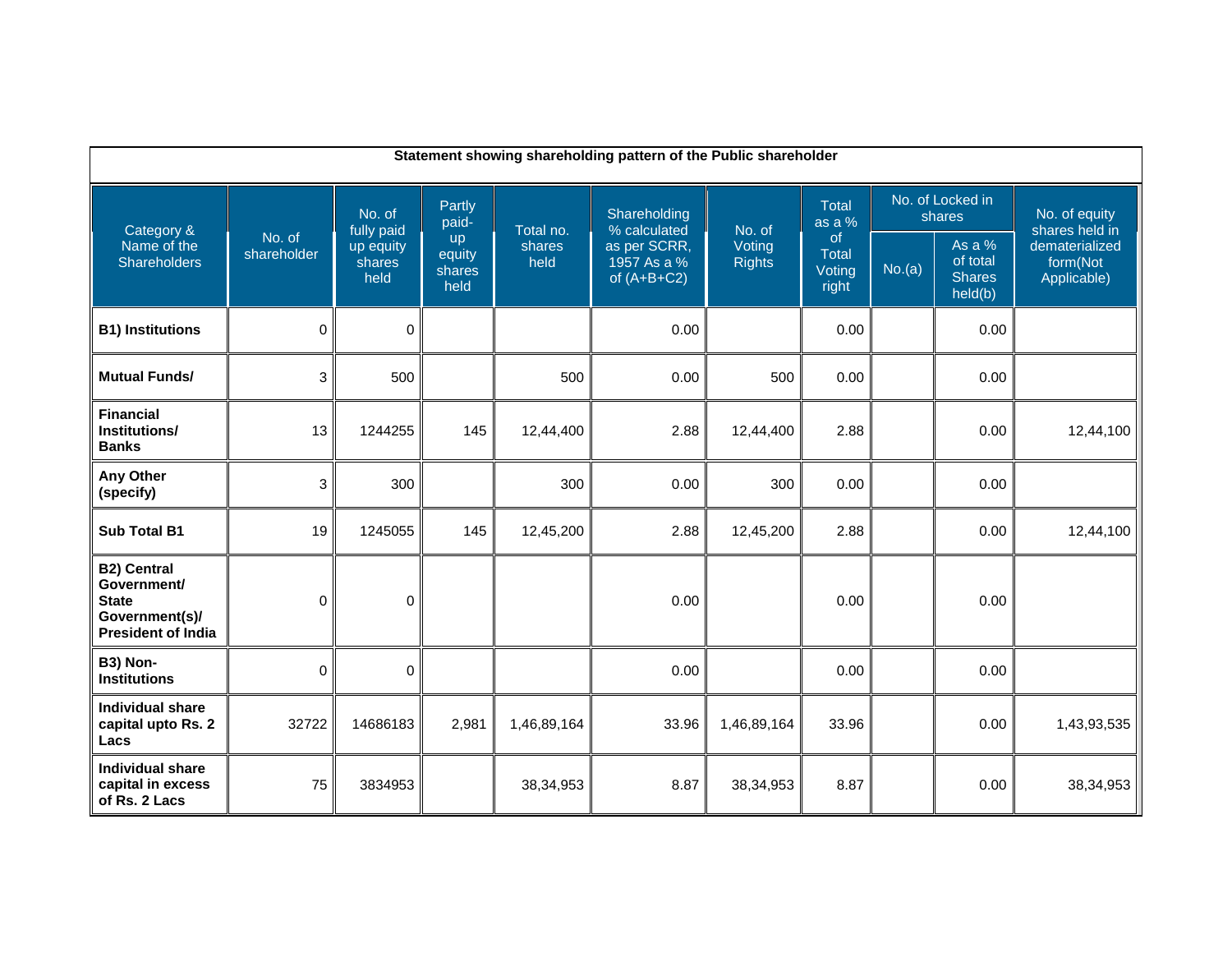| Statement showing shareholding pattern of the Public shareholder | | | | | | | | | | |
|---|---|---|---|---|---|---|---|---|---|---|
| Category & Name of the Shareholders | No. of shareholder | No. of fully paid up equity shares held | Partly paid-up equity shares held | Total no. shares held | Shareholding % calculated as per SCRR, 1957 As a % of (A+B+C2) | No. of Voting Rights | Total as a % of Total Voting right | No. of Locked in shares | | No. of equity shares held in dematerialized form(Not Applicable) |
| | | | | | | | | No.(a) | As a % of total Shares held(b) | |
| **B1) Institutions** | 0 | 0 | | | 0.00 | | 0.00 | | 0.00 | |
| **Mutual Funds/** | 3 | 500 | | 500 | 0.00 | 500 | 0.00 | | 0.00 | |
| **Financial Institutions/ Banks** | 13 | 1244255 | 145 | 12,44,400 | 2.88 | 12,44,400 | 2.88 | | 0.00 | 12,44,100 |
| **Any Other (specify)** | 3 | 300 | | 300 | 0.00 | 300 | 0.00 | | 0.00 | |
| **Sub Total B1** | 19 | 1245055 | 145 | 12,45,200 | 2.88 | 12,45,200 | 2.88 | | 0.00 | 12,44,100 |
| **B2) Central Government/ State Government(s)/ President of India** | 0 | 0 | | | 0.00 | | 0.00 | | 0.00 | |
| **B3) Non-Institutions** | 0 | 0 | | | 0.00 | | 0.00 | | 0.00 | |
| **Individual share capital upto Rs. 2 Lacs** | 32722 | 14686183 | 2,981 | 1,46,89,164 | 33.96 | 1,46,89,164 | 33.96 | | 0.00 | 1,43,93,535 |
| **Individual share capital in excess of Rs. 2 Lacs** | 75 | 3834953 | | 38,34,953 | 8.87 | 38,34,953 | 8.87 | | 0.00 | 38,34,953 |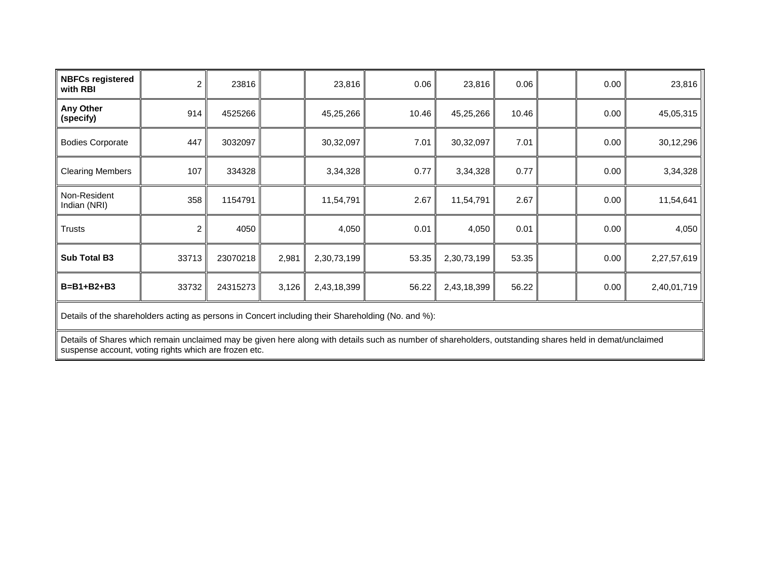| | | | | | | | | | | |
|---|---|---|---|---|---|---|---|---|---|---|
| **NBFCs registered with RBI** | 2 | 23816 | | 23,816 | 0.06 | 23,816 | 0.06 | | 0.00 | 23,816 |
| **Any Other (specify)** | 914 | 4525266 | | 45,25,266 | 10.46 | 45,25,266 | 10.46 | | 0.00 | 45,05,315 |
| Bodies Corporate | 447 | 3032097 | | 30,32,097 | 7.01 | 30,32,097 | 7.01 | | 0.00 | 30,12,296 |
| Clearing Members | 107 | 334328 | | 3,34,328 | 0.77 | 3,34,328 | 0.77 | | 0.00 | 3,34,328 |
| Non-Resident Indian (NRI) | 358 | 1154791 | | 11,54,791 | 2.67 | 11,54,791 | 2.67 | | 0.00 | 11,54,641 |
| Trusts | 2 | 4050 | | 4,050 | 0.01 | 4,050 | 0.01 | | 0.00 | 4,050 |
| **Sub Total B3** | 33713 | 23070218 | 2,981 | 2,30,73,199 | 53.35 | 2,30,73,199 | 53.35 | | 0.00 | 2,27,57,619 |
| **B=B1+B2+B3** | 33732 | 24315273 | 3,126 | 2,43,18,399 | 56.22 | 2,43,18,399 | 56.22 | | 0.00 | 2,40,01,719 |

Details of the shareholders acting as persons in Concert including their Shareholding (No. and %):

Details of Shares which remain unclaimed may be given here along with details such as number of shareholders, outstanding shares held in demat/unclaimed suspense account, voting rights which are frozen etc.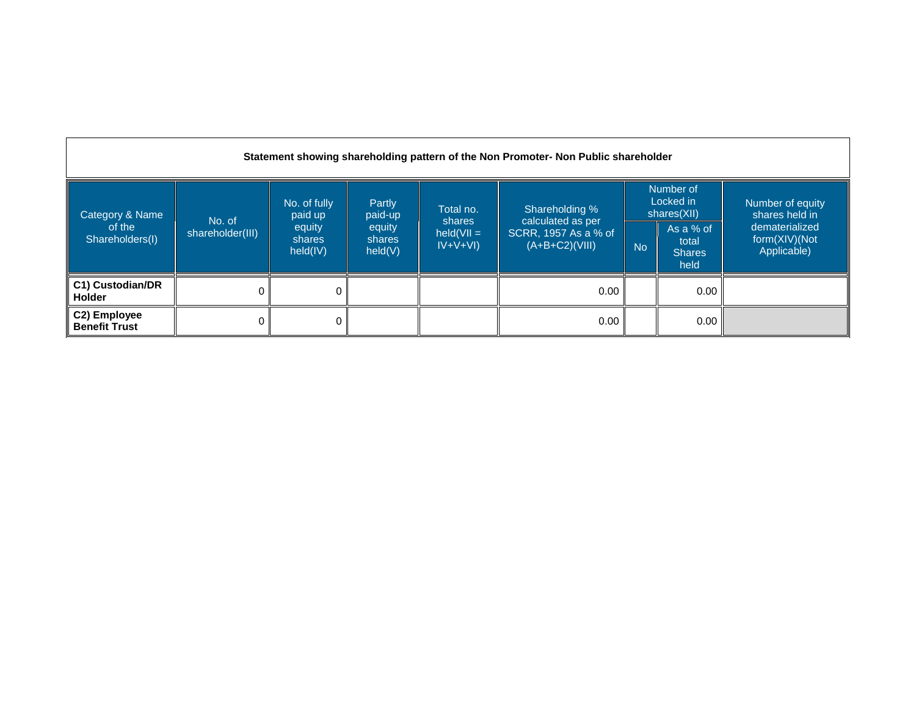**Statement showing shareholding pattern of the Non Promoter- Non Public shareholder**

| Category & Name of the Shareholders(I) | No. of shareholder(III) | No. of fully paid up equity shares held(IV) | Partly paid-up equity shares held(V) | Total no. shares held(VII = IV+V+VI) | Shareholding % calculated as per SCRR, 1957 As a % of (A+B+C2)(VIII) | Number of Locked in shares(XII) | | Number of equity shares held in dematerialized form(XIV)(Not Applicable) |
|---|---|---|---|---|---|---|---|---|
| | | | | | | No | As a % of total Shares held | |
| **C1) Custodian/DR Holder** | 0 | 0 | | | 0.00 | | 0.00 | |
| **C2) Employee Benefit Trust** | 0 | 0 | | | 0.00 | | 0.00 | |